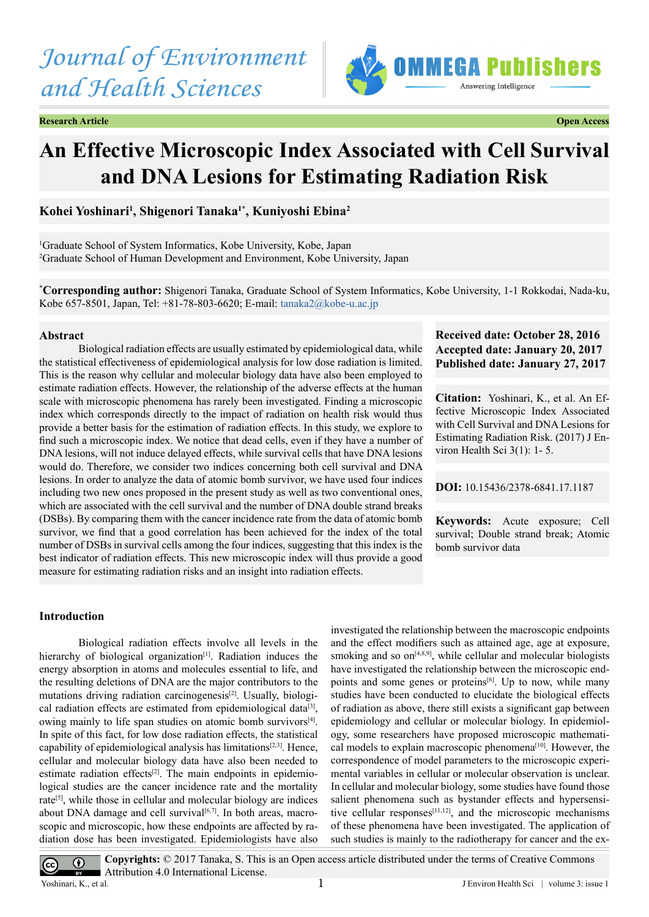Journal of Environment and Health Sciences

Research Article — Open Access

# An Effective Microscopic Index Associated with Cell Survival and DNA Lesions for Estimating Radiation Risk

**Kohei Yoshinari[1], Shigenori Tanaka[1*], Kuniyoshi Ebina[2]**

[1]Graduate School of System Informatics, Kobe University, Kobe, Japan
[2]Graduate School of Human Development and Environment, Kobe University, Japan

[*]**Corresponding author:** Shigenori Tanaka, Graduate School of System Informatics, Kobe University, 1-1 Rokkodai, Nada-ku, Kobe 657-8501, Japan, Tel: +81-78-803-6620; E-mail: tanaka2@kobe-u.ac.jp

**Received date: October 28, 2016**
**Accepted date: January 20, 2017**
**Published date: January 27, 2017**

**Citation:** Yoshinari, K., et al. An Effective Microscopic Index Associated with Cell Survival and DNA Lesions for Estimating Radiation Risk. (2017) J Environ Health Sci 3(1): 1- 5.

**DOI:** 10.15436/2378-6841.17.1187

**Keywords:** Acute exposure; Cell survival; Double strand break; Atomic bomb survivor data

### Abstract

Biological radiation effects are usually estimated by epidemiological data, while the statistical effectiveness of epidemiological analysis for low dose radiation is limited. This is the reason why cellular and molecular biology data have also been employed to estimate radiation effects. However, the relationship of the adverse effects at the human scale with microscopic phenomena has rarely been investigated. Finding a microscopic index which corresponds directly to the impact of radiation on health risk would thus provide a better basis for the estimation of radiation effects. In this study, we explore to find such a microscopic index. We notice that dead cells, even if they have a number of DNA lesions, will not induce delayed effects, while survival cells that have DNA lesions would do. Therefore, we consider two indices concerning both cell survival and DNA lesions. In order to analyze the data of atomic bomb survivor, we have used four indices including two new ones proposed in the present study as well as two conventional ones, which are associated with the cell survival and the number of DNA double strand breaks (DSBs). By comparing them with the cancer incidence rate from the data of atomic bomb survivor, we find that a good correlation has been achieved for the index of the total number of DSBs in survival cells among the four indices, suggesting that this index is the best indicator of radiation effects. This new microscopic index will thus provide a good measure for estimating radiation risks and an insight into radiation effects.

### Introduction

Biological radiation effects involve all levels in the hierarchy of biological organization[1]. Radiation induces the energy absorption in atoms and molecules essential to life, and the resulting deletions of DNA are the major contributors to the mutations driving radiation carcinogenesis[2]. Usually, biological radiation effects are estimated from epidemiological data[3], owing mainly to life span studies on atomic bomb survivors[4]. In spite of this fact, for low dose radiation effects, the statistical capability of epidemiological analysis has limitations[2,3]. Hence, cellular and molecular biology data have also been needed to estimate radiation effects[2]. The main endpoints in epidemiological studies are the cancer incidence rate and the mortality rate[5], while those in cellular and molecular biology are indices about DNA damage and cell survival[6,7]. In both areas, macroscopic and microscopic, how these endpoints are affected by radiation dose has been investigated. Epidemiologists have also investigated the relationship between the macroscopic endpoints and the effect modifiers such as attained age, age at exposure, smoking and so on[4,8,9], while cellular and molecular biologists have investigated the relationship between the microscopic endpoints and some genes or proteins[6]. Up to now, while many studies have been conducted to elucidate the biological effects of radiation as above, there still exists a significant gap between epidemiology and cellular or molecular biology. In epidemiology, some researchers have proposed microscopic mathematical models to explain macroscopic phenomena[10]. However, the correspondence of model parameters to the microscopic experimental variables in cellular or molecular observation is unclear. In cellular and molecular biology, some studies have found those salient phenomena such as bystander effects and hypersensitive cellular responses[11,12], and the microscopic mechanisms of these phenomena have been investigated. The application of such studies is mainly to the radiotherapy for cancer and the ex-

**Copyrights:** © 2017 Tanaka, S. This is an Open access article distributed under the terms of Creative Commons Attribution 4.0 International License.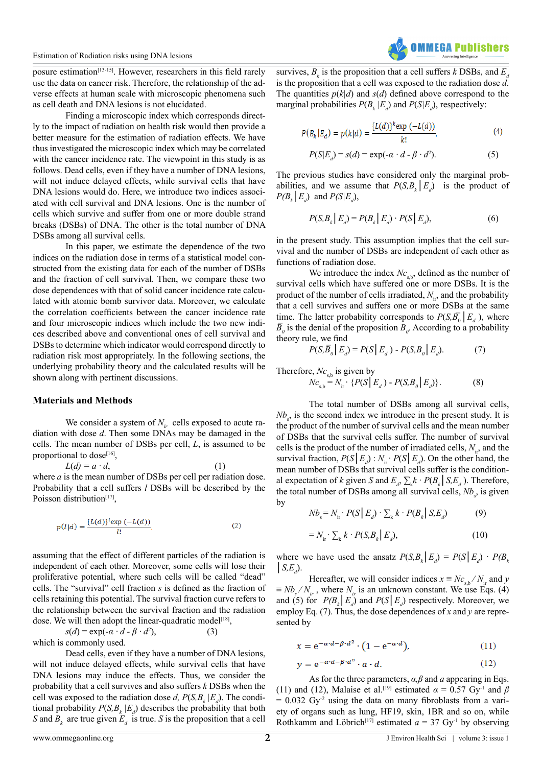posure estimation[13-15]. However, researchers in this field rarely use the data on cancer risk. Therefore, the relationship of the adverse effects at human scale with microscopic phenomena such as cell death and DNA lesions is not elucidated.

Finding a microscopic index which corresponds directly to the impact of radiation on health risk would then provide a better measure for the estimation of radiation effects. We have thus investigated the microscopic index which may be correlated with the cancer incidence rate. The viewpoint in this study is as follows. Dead cells, even if they have a number of DNA lesions, will not induce delayed effects, while survival cells that have DNA lesions would do. Here, we introduce two indices associated with cell survival and DNA lesions. One is the number of cells which survive and suffer from one or more double strand breaks (DSBs) of DNA. The other is the total number of DNA DSBs among all survival cells.

In this paper, we estimate the dependence of the two indices on the radiation dose in terms of a statistical model constructed from the existing data for each of the number of DSBs and the fraction of cell survival. Then, we compare these two dose dependences with that of solid cancer incidence rate calculated with atomic bomb survivor data. Moreover, we calculate the correlation coefficients between the cancer incidence rate and four microscopic indices which include the two new indices described above and conventional ones of cell survival and DSBs to determine which indicator would correspond directly to radiation risk most appropriately. In the following sections, the underlying probability theory and the calculated results will be shown along with pertinent discussions.

## Materials and Methods

We consider a system of $N_{ir}$ cells exposed to acute radiation with dose $d$. Then some DNAs may be damaged in the cells. The mean number of DSBs per cell, $L$, is assumed to be proportional to dose[16],

$$L(d) = a \cdot d, \tag{1}$$

where $a$ is the mean number of DSBs per cell per radiation dose. Probability that a cell suffers $l$ DSBs will be described by the Poisson distribution[17],

$$p(l|d) = \frac{\{L(d)\}^l \exp(-L(d))}{l!}, \tag{2}$$

assuming that the effect of different particles of the radiation is independent of each other. Moreover, some cells will lose their proliferative potential, where such cells will be called "dead" cells. The "survival" cell fraction $s$ is defined as the fraction of cells retaining this potential. The survival fraction curve refers to the relationship between the survival fraction and the radiation dose. We will then adopt the linear-quadratic model[18],

$$s(d) = \exp(-\alpha \cdot d - \beta \cdot d^2), \tag{3}$$

which is commonly used.

Dead cells, even if they have a number of DNA lesions, will not induce delayed effects, while survival cells that have DNA lesions may induce the effects. Thus, we consider the probability that a cell survives and also suffers $k$ DSBs when the cell was exposed to the radiation dose $d$, $P(S,B_k|E_d)$. The conditional probability $P(S,B_k|E_d)$ describes the probability that both $S$ and $B_k$ are true given $E_d$ is true. $S$ is the proposition that a cell survives, $B_k$ is the proposition that a cell suffers $k$ DSBs, and $E_d$ is the proposition that a cell was exposed to the radiation dose $d$. The quantities $p(k|d)$ and $s(d)$ defined above correspond to the marginal probabilities $P(B_k|E_d)$ and $P(S|E_d)$, respectively:

$$P(B_k|E_d) = p(k|d) = \frac{\{L(d)\}^k \exp(-L(d))}{k!}, \tag{4}$$

$$P(S|E_d) = s(d) = \exp(-\alpha \cdot d - \beta \cdot d^2). \tag{5}$$

The previous studies have considered only the marginal probabilities, and we assume that $P(S,B_k|E_d)$ is the product of $P(B_k|E_d)$ and $P(S|E_d)$,

$$P(S,B_k|E_d) = P(B_k|E_d) \cdot P(S|E_d), \tag{6}$$

in the present study. This assumption implies that the cell survival and the number of DSBs are independent of each other as functions of radiation dose.

We introduce the index $Nc_{s,b}$, defined as the number of survival cells which have suffered one or more DSBs. It is the product of the number of cells irradiated, $N_{ir}$, and the probability that a cell survives and suffers one or more DSBs at the same time. The latter probability corresponds to $P(S,\bar{B}_0|E_d)$, where $\bar{B}_0$ is the denial of the proposition $B_0$. According to a probability theory rule, we find

$$P(S,\bar{B}_0|E_d) = P(S|E_d) - P(S,B_0|E_d). \tag{7}$$

Therefore, $Nc_{s,b}$ is given by

$$Nc_{s,b} = N_{ir} \cdot \{P(S|E_d) - P(S,B_0|E_d)\}. \tag{8}$$

The total number of DSBs among all survival cells, $Nb_s$, is the second index we introduce in the present study. It is the product of the number of survival cells and the mean number of DSBs that the survival cells suffer. The number of survival cells is the product of the number of irradiated cells, $N_{ir}$, and the survival fraction, $P(S|E_d)$: $N_{ir} \cdot P(S|E_d)$. On the other hand, the mean number of DSBs that survival cells suffer is the conditional expectation of $k$ given $S$ and $E_d$, $\sum_k k \cdot P(B_k|S,E_d)$. Therefore, the total number of DSBs among all survival cells, $Nb_s$, is given by

$$Nb_s = N_{ir} \cdot P(S|E_d) \cdot \sum_k k \cdot P(B_k|S,E_d) \tag{9}$$

$$= N_{ir} \cdot \sum_k k \cdot P(S,B_k|E_d), \tag{10}$$

where we have used the ansatz $P(S,B_k|E_d) = P(S|E_d) \cdot P(B_k|S,E_d)$.

Hereafter, we will consider indices $x \equiv Nc_{s,b} / N_{ir}$ and $y \equiv Nb_s / N_{ir}$, where $N_{ir}$ is an unknown constant. We use Eqs. (4) and (5) for $P(B_k|E_d)$ and $P(S|E_d)$ respectively. Moreover, we employ Eq. (7). Thus, the dose dependences of $x$ and $y$ are represented by

$$x = e^{-\alpha \cdot d - \beta \cdot d^2} \cdot (1 - e^{-a \cdot d}), \tag{11}$$

$$y = e^{-\alpha \cdot d - \beta \cdot d^2} \cdot a \cdot d. \tag{12}$$

As for the three parameters, $\alpha$, $\beta$ and $a$ appearing in Eqs. (11) and (12), Malaise et al.[19] estimated $\alpha$ = 0.57 Gy$^{-1}$ and $\beta$ = 0.032 Gy$^{-2}$ using the data on many fibroblasts from a variety of organs such as lung, HF19, skin, 1BR and so on, while Rothkamm and Löbrich[17] estimated $a$ = 37 Gy$^{-1}$ by observing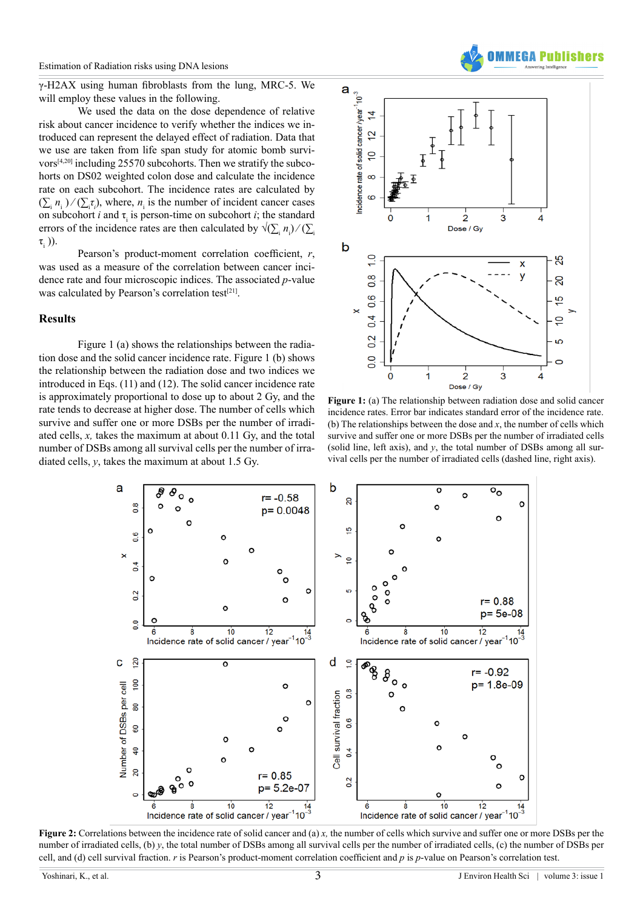γ-H2AX using human fibroblasts from the lung, MRC-5. We will employ these values in the following.

We used the data on the dose dependence of relative risk about cancer incidence to verify whether the indices we introduced can represent the delayed effect of radiation. Data that we use are taken from life span study for atomic bomb survivors[4,20] including 25570 subcohorts. Then we stratify the subcohorts on DS02 weighted colon dose and calculate the incidence rate on each subcohort. The incidence rates are calculated by $(\sum_i n_i)/(\sum_i \tau_i)$, where, $n_i$ is the number of incident cancer cases on subcohort $i$ and $\tau_i$ is person-time on subcohort $i$; the standard errors of the incidence rates are then calculated by $\sqrt{(\sum_i n_i)}/(\sum_i \tau_i)$.

Pearson's product-moment correlation coefficient, $r$, was used as a measure of the correlation between cancer incidence rate and four microscopic indices. The associated $p$-value was calculated by Pearson's correlation test[21].

## Results

Figure 1 (a) shows the relationships between the radiation dose and the solid cancer incidence rate. Figure 1 (b) shows the relationship between the radiation dose and two indices we introduced in Eqs. (11) and (12). The solid cancer incidence rate is approximately proportional to dose up to about 2 Gy, and the rate tends to decrease at higher dose. The number of cells which survive and suffer one or more DSBs per the number of irradiated cells, $x$, takes the maximum at about 0.11 Gy, and the total number of DSBs among all survival cells per the number of irradiated cells, $y$, takes the maximum at about 1.5 Gy.

**Figure 1:** (a) The relationship between radiation dose and solid cancer incidence rates. Error bar indicates standard error of the incidence rate. (b) The relationships between the dose and $x$, the number of cells which survive and suffer one or more DSBs per the number of irradiated cells (solid line, left axis), and $y$, the total number of DSBs among all survival cells per the number of irradiated cells (dashed line, right axis).

**Figure 2:** Correlations between the incidence rate of solid cancer and (a) $x$, the number of cells which survive and suffer one or more DSBs per the number of irradiated cells, (b) $y$, the total number of DSBs among all survival cells per the number of irradiated cells, (c) the number of DSBs per cell, and (d) cell survival fraction. $r$ is Pearson's product-moment correlation coefficient and $p$ is $p$-value on Pearson's correlation test.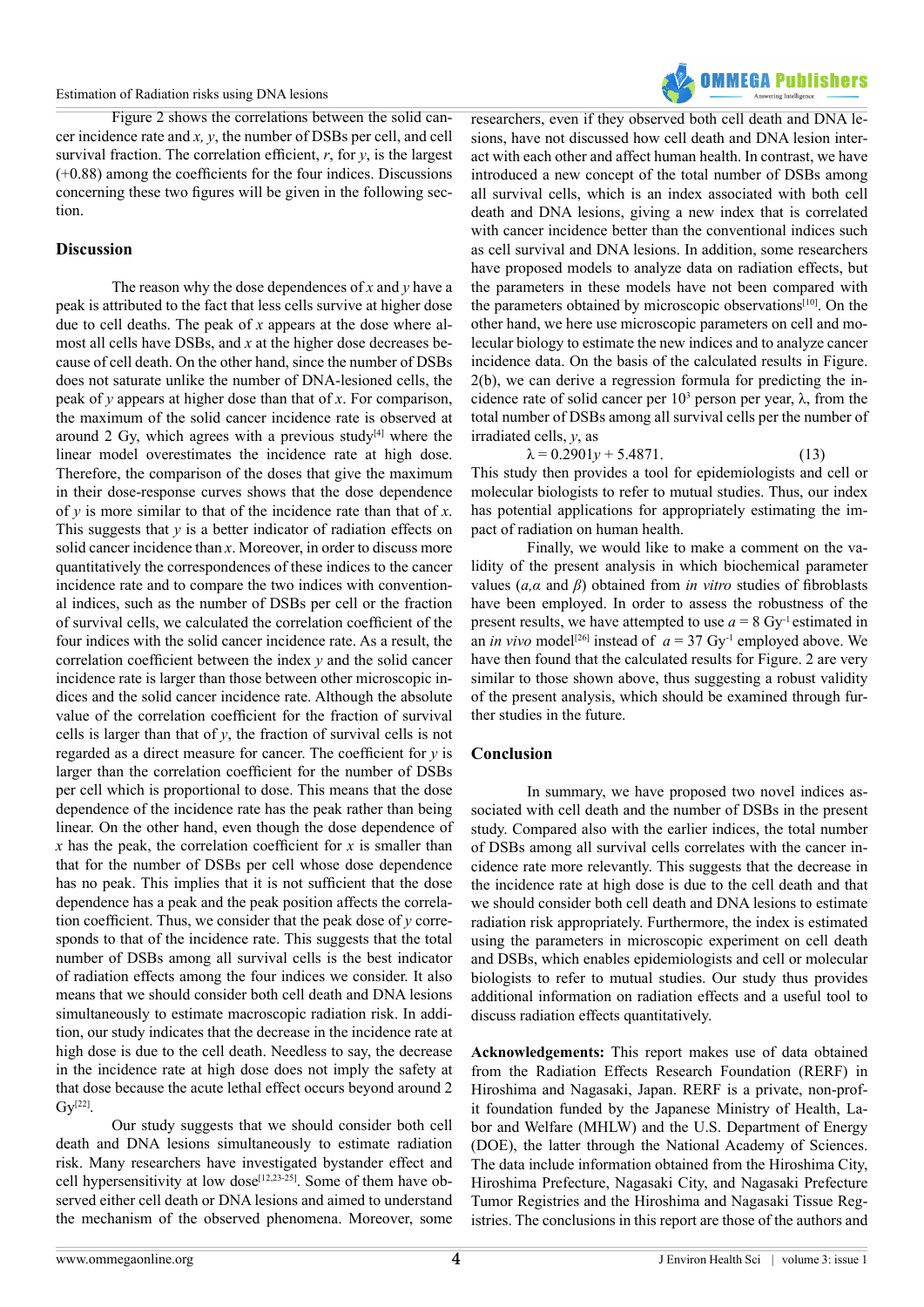Figure 2 shows the correlations between the solid cancer incidence rate and $x$, $y$, the number of DSBs per cell, and cell survival fraction. The correlation efficient, $r$, for $y$, is the largest (+0.88) among the coefficients for the four indices. Discussions concerning these two figures will be given in the following section.

## Discussion

The reason why the dose dependences of $x$ and $y$ have a peak is attributed to the fact that less cells survive at higher dose due to cell deaths. The peak of $x$ appears at the dose where almost all cells have DSBs, and $x$ at the higher dose decreases because of cell death. On the other hand, since the number of DSBs does not saturate unlike the number of DNA-lesioned cells, the peak of $y$ appears at higher dose than that of $x$. For comparison, the maximum of the solid cancer incidence rate is observed at around 2 Gy, which agrees with a previous study[4] where the linear model overestimates the incidence rate at high dose. Therefore, the comparison of the doses that give the maximum in their dose-response curves shows that the dose dependence of $y$ is more similar to that of the incidence rate than that of $x$. This suggests that $y$ is a better indicator of radiation effects on solid cancer incidence than $x$. Moreover, in order to discuss more quantitatively the correspondences of these indices to the cancer incidence rate and to compare the two indices with conventional indices, such as the number of DSBs per cell or the fraction of survival cells, we calculated the correlation coefficient of the four indices with the solid cancer incidence rate. As a result, the correlation coefficient between the index $y$ and the solid cancer incidence rate is larger than those between other microscopic indices and the solid cancer incidence rate. Although the absolute value of the correlation coefficient for the fraction of survival cells is larger than that of $y$, the fraction of survival cells is not regarded as a direct measure for cancer. The coefficient for $y$ is larger than the correlation coefficient for the number of DSBs per cell which is proportional to dose. This means that the dose dependence of the incidence rate has the peak rather than being linear. On the other hand, even though the dose dependence of $x$ has the peak, the correlation coefficient for $x$ is smaller than that for the number of DSBs per cell whose dose dependence has no peak. This implies that it is not sufficient that the dose dependence has a peak and the peak position affects the correlation coefficient. Thus, we consider that the peak dose of $y$ corresponds to that of the incidence rate. This suggests that the total number of DSBs among all survival cells is the best indicator of radiation effects among the four indices we consider. It also means that we should consider both cell death and DNA lesions simultaneously to estimate macroscopic radiation risk. In addition, our study indicates that the decrease in the incidence rate at high dose is due to the cell death. Needless to say, the decrease in the incidence rate at high dose does not imply the safety at that dose because the acute lethal effect occurs beyond around 2 Gy[22].

Our study suggests that we should consider both cell death and DNA lesions simultaneously to estimate radiation risk. Many researchers have investigated bystander effect and cell hypersensitivity at low dose[12,23-25]. Some of them have observed either cell death or DNA lesions and aimed to understand the mechanism of the observed phenomena. Moreover, some researchers, even if they observed both cell death and DNA lesions, have not discussed how cell death and DNA lesion interact with each other and affect human health. In contrast, we have introduced a new concept of the total number of DSBs among all survival cells, which is an index associated with both cell death and DNA lesions, giving a new index that is correlated with cancer incidence better than the conventional indices such as cell survival and DNA lesions. In addition, some researchers have proposed models to analyze data on radiation effects, but the parameters in these models have not been compared with the parameters obtained by microscopic observations[10]. On the other hand, we here use microscopic parameters on cell and molecular biology to estimate the new indices and to analyze cancer incidence data. On the basis of the calculated results in Figure. 2(b), we can derive a regression formula for predicting the incidence rate of solid cancer per $10^3$ person per year, $\lambda$, from the total number of DSBs among all survival cells per the number of irradiated cells, $y$, as

$$\lambda = 0.2901y + 5.4871. \qquad (13)$$

This study then provides a tool for epidemiologists and cell or molecular biologists to refer to mutual studies. Thus, our index has potential applications for appropriately estimating the impact of radiation on human health.

Finally, we would like to make a comment on the validity of the present analysis in which biochemical parameter values ($a,\alpha$ and $\beta$) obtained from *in vitro* studies of fibroblasts have been employed. In order to assess the robustness of the present results, we have attempted to use $a = 8$ Gy$^{-1}$ estimated in an *in vivo* model[26] instead of $a = 37$ Gy$^{-1}$ employed above. We have then found that the calculated results for Figure. 2 are very similar to those shown above, thus suggesting a robust validity of the present analysis, which should be examined through further studies in the future.

## Conclusion

In summary, we have proposed two novel indices associated with cell death and the number of DSBs in the present study. Compared also with the earlier indices, the total number of DSBs among all survival cells correlates with the cancer incidence rate more relevantly. This suggests that the decrease in the incidence rate at high dose is due to the cell death and that we should consider both cell death and DNA lesions to estimate radiation risk appropriately. Furthermore, the index is estimated using the parameters in microscopic experiment on cell death and DSBs, which enables epidemiologists and cell or molecular biologists to refer to mutual studies. Our study thus provides additional information on radiation effects and a useful tool to discuss radiation effects quantitatively.

**Acknowledgements:** This report makes use of data obtained from the Radiation Effects Research Foundation (RERF) in Hiroshima and Nagasaki, Japan. RERF is a private, non-profit foundation funded by the Japanese Ministry of Health, Labor and Welfare (MHLW) and the U.S. Department of Energy (DOE), the latter through the National Academy of Sciences. The data include information obtained from the Hiroshima City, Hiroshima Prefecture, Nagasaki City, and Nagasaki Prefecture Tumor Registries and the Hiroshima and Nagasaki Tissue Registries. The conclusions in this report are those of the authors and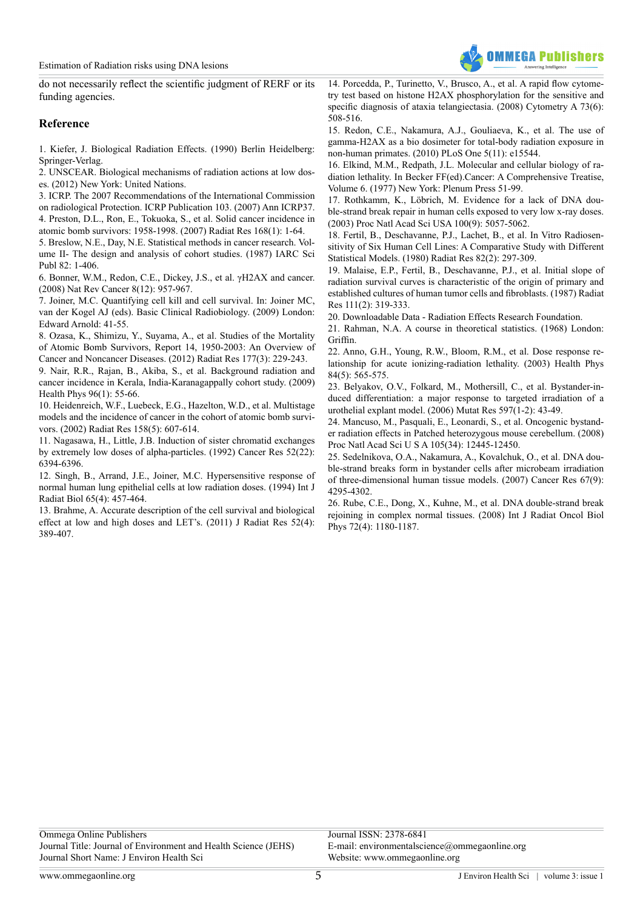do not necessarily reflect the scientific judgment of RERF or its funding agencies.

## Reference

1. Kiefer, J. Biological Radiation Effects. (1990) Berlin Heidelberg: Springer-Verlag.
2. UNSCEAR. Biological mechanisms of radiation actions at low doses. (2012) New York: United Nations.
3. ICRP. The 2007 Recommendations of the International Commission on radiological Protection. ICRP Publication 103. (2007) Ann ICRP37.
4. Preston, D.L., Ron, E., Tokuoka, S., et al. Solid cancer incidence in atomic bomb survivors: 1958-1998. (2007) Radiat Res 168(1): 1-64.
5. Breslow, N.E., Day, N.E. Statistical methods in cancer research. Volume II- The design and analysis of cohort studies. (1987) IARC Sci Publ 82: 1-406.
6. Bonner, W.M., Redon, C.E., Dickey, J.S., et al. γH2AX and cancer. (2008) Nat Rev Cancer 8(12): 957-967.
7. Joiner, M.C. Quantifying cell kill and cell survival. In: Joiner MC, van der Kogel AJ (eds). Basic Clinical Radiobiology. (2009) London: Edward Arnold: 41-55.
8. Ozasa, K., Shimizu, Y., Suyama, A., et al. Studies of the Mortality of Atomic Bomb Survivors, Report 14, 1950-2003: An Overview of Cancer and Noncancer Diseases. (2012) Radiat Res 177(3): 229-243.
9. Nair, R.R., Rajan, B., Akiba, S., et al. Background radiation and cancer incidence in Kerala, India-Karanagappally cohort study. (2009) Health Phys 96(1): 55-66.
10. Heidenreich, W.F., Luebeck, E.G., Hazelton, W.D., et al. Multistage models and the incidence of cancer in the cohort of atomic bomb survivors. (2002) Radiat Res 158(5): 607-614.
11. Nagasawa, H., Little, J.B. Induction of sister chromatid exchanges by extremely low doses of alpha-particles. (1992) Cancer Res 52(22): 6394-6396.
12. Singh, B., Arrand, J.E., Joiner, M.C. Hypersensitive response of normal human lung epithelial cells at low radiation doses. (1994) Int J Radiat Biol 65(4): 457-464.
13. Brahme, A. Accurate description of the cell survival and biological effect at low and high doses and LET's. (2011) J Radiat Res 52(4): 389-407.
14. Porcedda, P., Turinetto, V., Brusco, A., et al. A rapid flow cytometry test based on histone H2AX phosphorylation for the sensitive and specific diagnosis of ataxia telangiectasia. (2008) Cytometry A 73(6): 508-516.
15. Redon, C.E., Nakamura, A.J., Gouliaeva, K., et al. The use of gamma-H2AX as a bio dosimeter for total-body radiation exposure in non-human primates. (2010) PLoS One 5(11): e15544.
16. Elkind, M.M., Redpath, J.L. Molecular and cellular biology of radiation lethality. In Becker FF(ed).Cancer: A Comprehensive Treatise, Volume 6. (1977) New York: Plenum Press 51-99.
17. Rothkamm, K., Löbrich, M. Evidence for a lack of DNA double-strand break repair in human cells exposed to very low x-ray doses. (2003) Proc Natl Acad Sci USA 100(9): 5057-5062.
18. Fertil, B., Deschavanne, P.J., Lachet, B., et al. In Vitro Radiosensitivity of Six Human Cell Lines: A Comparative Study with Different Statistical Models. (1980) Radiat Res 82(2): 297-309.
19. Malaise, E.P., Fertil, B., Deschavanne, P.J., et al. Initial slope of radiation survival curves is characteristic of the origin of primary and established cultures of human tumor cells and fibroblasts. (1987) Radiat Res 111(2): 319-333.
20. Downloadable Data - Radiation Effects Research Foundation.
21. Rahman, N.A. A course in theoretical statistics. (1968) London: Griffin.
22. Anno, G.H., Young, R.W., Bloom, R.M., et al. Dose response relationship for acute ionizing-radiation lethality. (2003) Health Phys 84(5): 565-575.
23. Belyakov, O.V., Folkard, M., Mothersill, C., et al. Bystander-induced differentiation: a major response to targeted irradiation of a urothelial explant model. (2006) Mutat Res 597(1-2): 43-49.
24. Mancuso, M., Pasquali, E., Leonardi, S., et al. Oncogenic bystander radiation effects in Patched heterozygous mouse cerebellum. (2008) Proc Natl Acad Sci U S A 105(34): 12445-12450.
25. Sedelnikova, O.A., Nakamura, A., Kovalchuk, O., et al. DNA double-strand breaks form in bystander cells after microbeam irradiation of three-dimensional human tissue models. (2007) Cancer Res 67(9): 4295-4302.
26. Rube, C.E., Dong, X., Kuhne, M., et al. DNA double-strand break rejoining in complex normal tissues. (2008) Int J Radiat Oncol Biol Phys 72(4): 1180-1187.